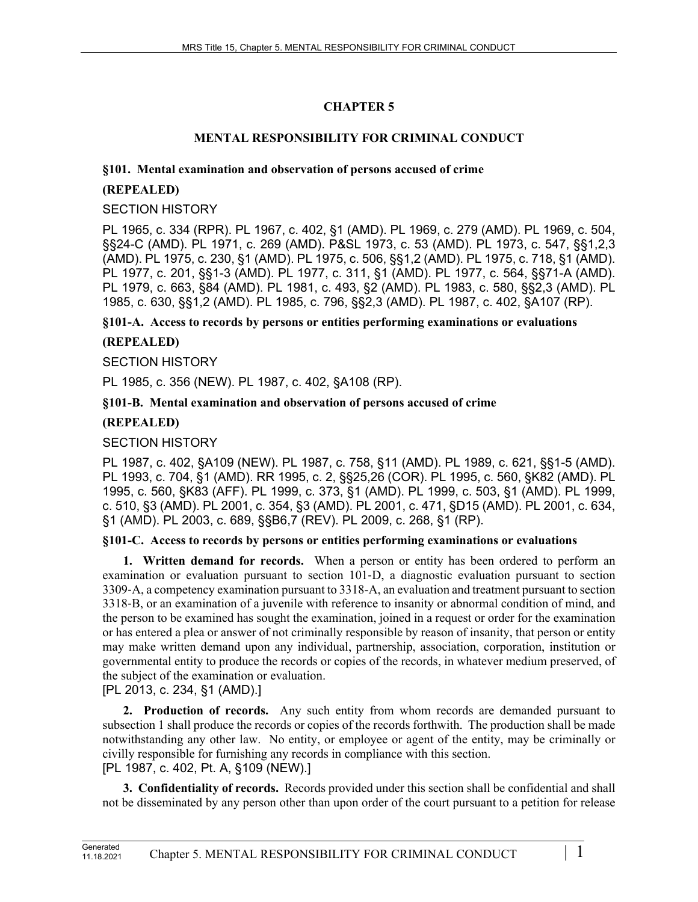# CHAPTER 5

# MENTAL RESPONSIBILITY FOR CRIMINAL CONDUCT

### §101. Mental examination and observation of persons accused of crime

**(REPEALED)**

SECTION HISTORY

PL 1965, c. 334 (RPR). PL 1967, c. 402, §1 (AMD). PL 1969, c. 279 (AMD). PL 1969, c. 504, §§24-C (AMD). PL 1971, c. 269 (AMD). P&SL 1973, c. 53 (AMD). PL 1973, c. 547, §§1,2,3 (AMD). PL 1975, c. 230, §1 (AMD). PL 1975, c. 506, §§1,2 (AMD). PL 1975, c. 718, §1 (AMD). PL 1977, c. 201, §§1-3 (AMD). PL 1977, c. 311, §1 (AMD). PL 1977, c. 564, §§71-A (AMD). PL 1979, c. 663, §84 (AMD). PL 1981, c. 493, §2 (AMD). PL 1983, c. 580, §§2,3 (AMD). PL 1985, c. 630, §§1,2 (AMD). PL 1985, c. 796, §§2,3 (AMD). PL 1987, c. 402, §A107 (RP).

### §101-A. Access to records by persons or entities performing examinations or evaluations

**(REPEALED)**

SECTION HISTORY

PL 1985, c. 356 (NEW). PL 1987, c. 402, §A108 (RP).

### §101-B. Mental examination and observation of persons accused of crime

**(REPEALED)**

SECTION HISTORY

PL 1987, c. 402, §A109 (NEW). PL 1987, c. 758, §11 (AMD). PL 1989, c. 621, §§1-5 (AMD). PL 1993, c. 704, §1 (AMD). RR 1995, c. 2, §§25,26 (COR). PL 1995, c. 560, §K82 (AMD). PL 1995, c. 560, §K83 (AFF). PL 1999, c. 373, §1 (AMD). PL 1999, c. 503, §1 (AMD). PL 1999, c. 510, §3 (AMD). PL 2001, c. 354, §3 (AMD). PL 2001, c. 471, §D15 (AMD). PL 2001, c. 634, §1 (AMD). PL 2003, c. 689, §§B6,7 (REV). PL 2009, c. 268, §1 (RP).

### §101-C. Access to records by persons or entities performing examinations or evaluations

**1. Written demand for records.** When a person or entity has been ordered to perform an examination or evaluation pursuant to section 101-D, a diagnostic evaluation pursuant to section 3309-A, a competency examination pursuant to 3318-A, an evaluation and treatment pursuant to section 3318-B, or an examination of a juvenile with reference to insanity or abnormal condition of mind, and the person to be examined has sought the examination, joined in a request or order for the examination or has entered a plea or answer of not criminally responsible by reason of insanity, that person or entity may make written demand upon any individual, partnership, association, corporation, institution or governmental entity to produce the records or copies of the records, in whatever medium preserved, of the subject of the examination or evaluation.
[PL 2013, c. 234, §1 (AMD).]

**2. Production of records.** Any such entity from whom records are demanded pursuant to subsection 1 shall produce the records or copies of the records forthwith. The production shall be made notwithstanding any other law. No entity, or employee or agent of the entity, may be criminally or civilly responsible for furnishing any records in compliance with this section.
[PL 1987, c. 402, Pt. A, §109 (NEW).]

**3. Confidentiality of records.** Records provided under this section shall be confidential and shall not be disseminated by any person other than upon order of the court pursuant to a petition for release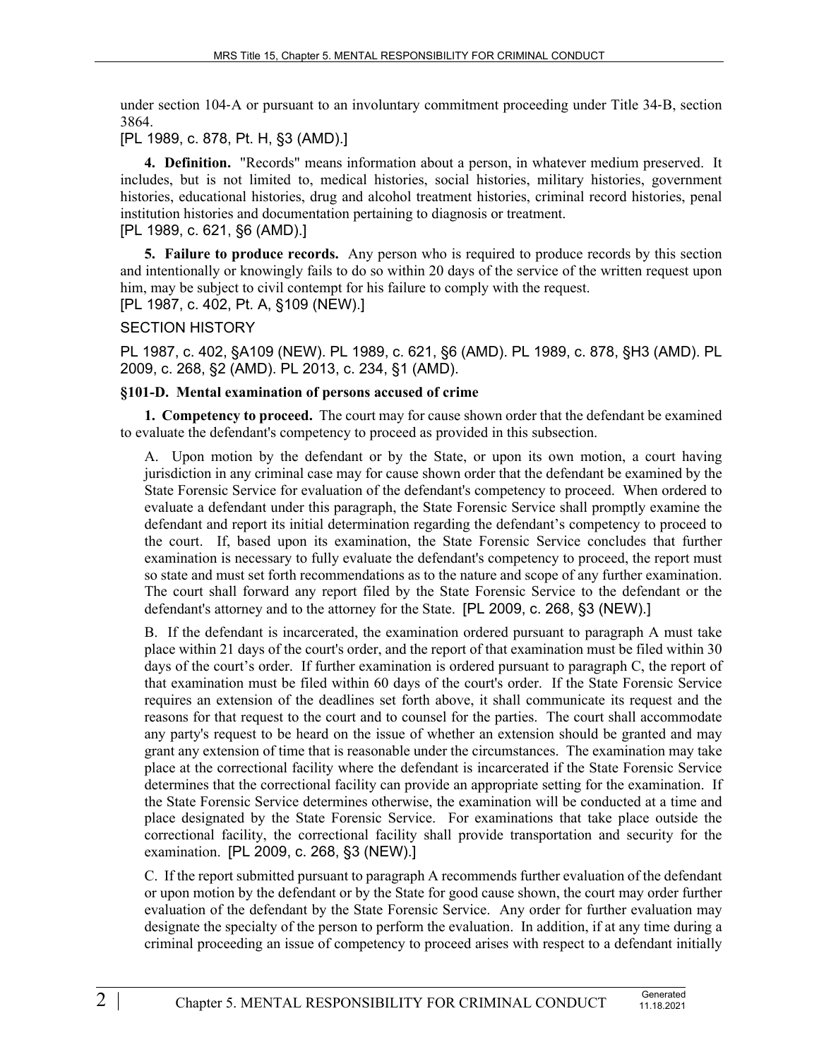under section 104-A or pursuant to an involuntary commitment proceeding under Title 34-B, section 3864.

[PL 1989, c. 878, Pt. H, §3 (AMD).]

**4. Definition.** "Records" means information about a person, in whatever medium preserved. It includes, but is not limited to, medical histories, social histories, military histories, government histories, educational histories, drug and alcohol treatment histories, criminal record histories, penal institution histories and documentation pertaining to diagnosis or treatment.

[PL 1989, c. 621, §6 (AMD).]

**5. Failure to produce records.** Any person who is required to produce records by this section and intentionally or knowingly fails to do so within 20 days of the service of the written request upon him, may be subject to civil contempt for his failure to comply with the request.

[PL 1987, c. 402, Pt. A, §109 (NEW).]

SECTION HISTORY

PL 1987, c. 402, §A109 (NEW). PL 1989, c. 621, §6 (AMD). PL 1989, c. 878, §H3 (AMD). PL 2009, c. 268, §2 (AMD). PL 2013, c. 234, §1 (AMD).

### §101-D. Mental examination of persons accused of crime

**1. Competency to proceed.** The court may for cause shown order that the defendant be examined to evaluate the defendant's competency to proceed as provided in this subsection.

A. Upon motion by the defendant or by the State, or upon its own motion, a court having jurisdiction in any criminal case may for cause shown order that the defendant be examined by the State Forensic Service for evaluation of the defendant's competency to proceed. When ordered to evaluate a defendant under this paragraph, the State Forensic Service shall promptly examine the defendant and report its initial determination regarding the defendant's competency to proceed to the court. If, based upon its examination, the State Forensic Service concludes that further examination is necessary to fully evaluate the defendant's competency to proceed, the report must so state and must set forth recommendations as to the nature and scope of any further examination. The court shall forward any report filed by the State Forensic Service to the defendant or the defendant's attorney and to the attorney for the State. [PL 2009, c. 268, §3 (NEW).]

B. If the defendant is incarcerated, the examination ordered pursuant to paragraph A must take place within 21 days of the court's order, and the report of that examination must be filed within 30 days of the court's order. If further examination is ordered pursuant to paragraph C, the report of that examination must be filed within 60 days of the court's order. If the State Forensic Service requires an extension of the deadlines set forth above, it shall communicate its request and the reasons for that request to the court and to counsel for the parties. The court shall accommodate any party's request to be heard on the issue of whether an extension should be granted and may grant any extension of time that is reasonable under the circumstances. The examination may take place at the correctional facility where the defendant is incarcerated if the State Forensic Service determines that the correctional facility can provide an appropriate setting for the examination. If the State Forensic Service determines otherwise, the examination will be conducted at a time and place designated by the State Forensic Service. For examinations that take place outside the correctional facility, the correctional facility shall provide transportation and security for the examination. [PL 2009, c. 268, §3 (NEW).]

C. If the report submitted pursuant to paragraph A recommends further evaluation of the defendant or upon motion by the defendant or by the State for good cause shown, the court may order further evaluation of the defendant by the State Forensic Service. Any order for further evaluation may designate the specialty of the person to perform the evaluation. In addition, if at any time during a criminal proceeding an issue of competency to proceed arises with respect to a defendant initially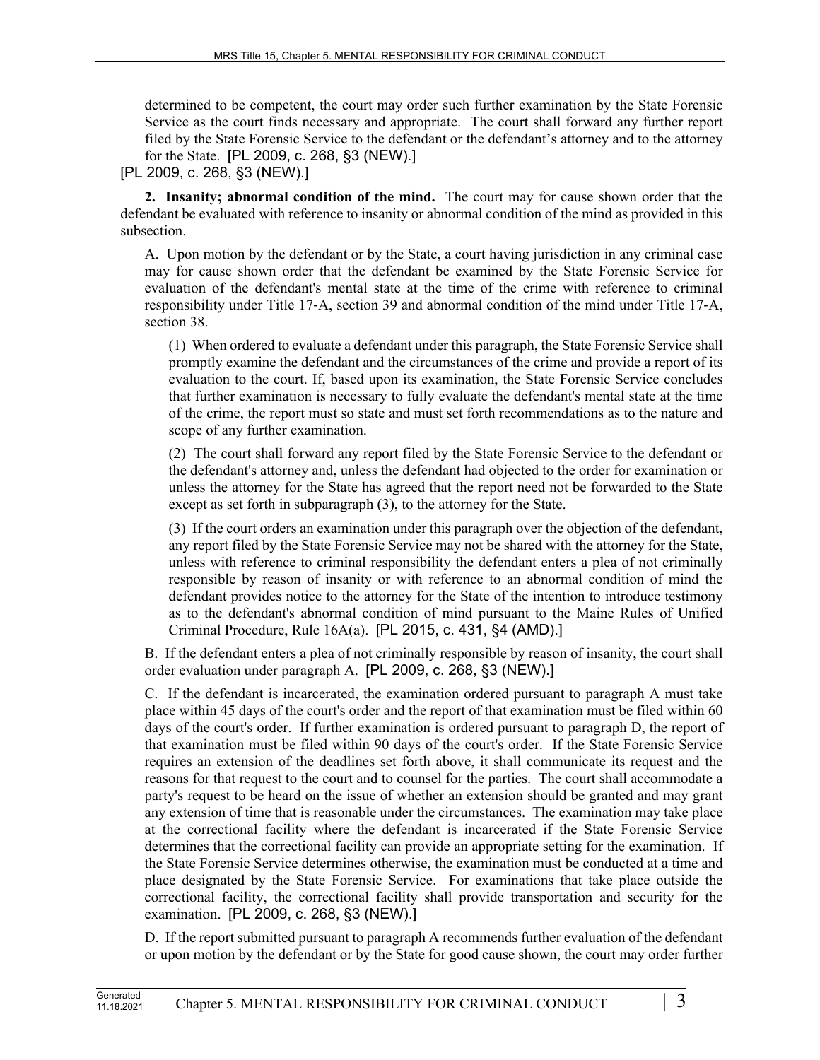determined to be competent, the court may order such further examination by the State Forensic Service as the court finds necessary and appropriate. The court shall forward any further report filed by the State Forensic Service to the defendant or the defendant's attorney and to the attorney for the State. [PL 2009, c. 268, §3 (NEW).]

[PL 2009, c. 268, §3 (NEW).]

**2. Insanity; abnormal condition of the mind.** The court may for cause shown order that the defendant be evaluated with reference to insanity or abnormal condition of the mind as provided in this subsection.

A. Upon motion by the defendant or by the State, a court having jurisdiction in any criminal case may for cause shown order that the defendant be examined by the State Forensic Service for evaluation of the defendant's mental state at the time of the crime with reference to criminal responsibility under Title 17-A, section 39 and abnormal condition of the mind under Title 17-A, section 38.

(1) When ordered to evaluate a defendant under this paragraph, the State Forensic Service shall promptly examine the defendant and the circumstances of the crime and provide a report of its evaluation to the court. If, based upon its examination, the State Forensic Service concludes that further examination is necessary to fully evaluate the defendant's mental state at the time of the crime, the report must so state and must set forth recommendations as to the nature and scope of any further examination.

(2) The court shall forward any report filed by the State Forensic Service to the defendant or the defendant's attorney and, unless the defendant had objected to the order for examination or unless the attorney for the State has agreed that the report need not be forwarded to the State except as set forth in subparagraph (3), to the attorney for the State.

(3) If the court orders an examination under this paragraph over the objection of the defendant, any report filed by the State Forensic Service may not be shared with the attorney for the State, unless with reference to criminal responsibility the defendant enters a plea of not criminally responsible by reason of insanity or with reference to an abnormal condition of mind the defendant provides notice to the attorney for the State of the intention to introduce testimony as to the defendant's abnormal condition of mind pursuant to the Maine Rules of Unified Criminal Procedure, Rule 16A(a). [PL 2015, c. 431, §4 (AMD).]

B. If the defendant enters a plea of not criminally responsible by reason of insanity, the court shall order evaluation under paragraph A. [PL 2009, c. 268, §3 (NEW).]

C. If the defendant is incarcerated, the examination ordered pursuant to paragraph A must take place within 45 days of the court's order and the report of that examination must be filed within 60 days of the court's order. If further examination is ordered pursuant to paragraph D, the report of that examination must be filed within 90 days of the court's order. If the State Forensic Service requires an extension of the deadlines set forth above, it shall communicate its request and the reasons for that request to the court and to counsel for the parties. The court shall accommodate a party's request to be heard on the issue of whether an extension should be granted and may grant any extension of time that is reasonable under the circumstances. The examination may take place at the correctional facility where the defendant is incarcerated if the State Forensic Service determines that the correctional facility can provide an appropriate setting for the examination. If the State Forensic Service determines otherwise, the examination must be conducted at a time and place designated by the State Forensic Service. For examinations that take place outside the correctional facility, the correctional facility shall provide transportation and security for the examination. [PL 2009, c. 268, §3 (NEW).]

D. If the report submitted pursuant to paragraph A recommends further evaluation of the defendant or upon motion by the defendant or by the State for good cause shown, the court may order further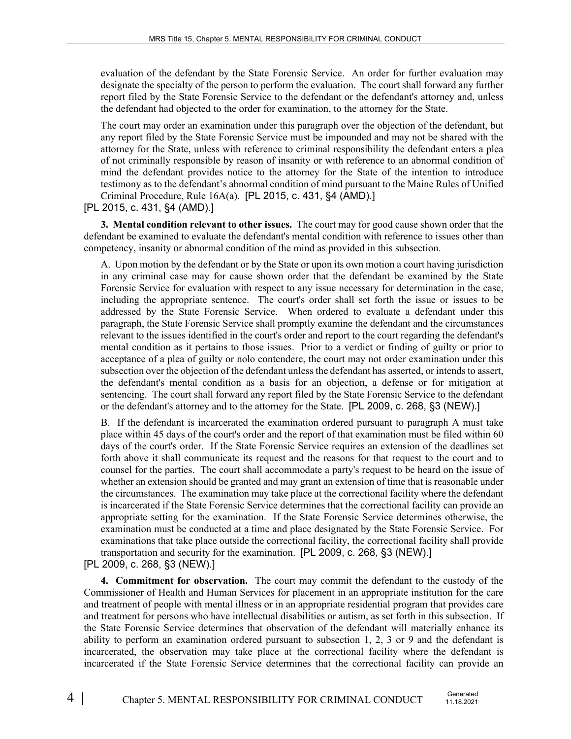evaluation of the defendant by the State Forensic Service. An order for further evaluation may designate the specialty of the person to perform the evaluation. The court shall forward any further report filed by the State Forensic Service to the defendant or the defendant's attorney and, unless the defendant had objected to the order for examination, to the attorney for the State.

The court may order an examination under this paragraph over the objection of the defendant, but any report filed by the State Forensic Service must be impounded and may not be shared with the attorney for the State, unless with reference to criminal responsibility the defendant enters a plea of not criminally responsible by reason of insanity or with reference to an abnormal condition of mind the defendant provides notice to the attorney for the State of the intention to introduce testimony as to the defendant's abnormal condition of mind pursuant to the Maine Rules of Unified Criminal Procedure, Rule 16A(a). [PL 2015, c. 431, §4 (AMD).]

[PL 2015, c. 431, §4 (AMD).]

**3. Mental condition relevant to other issues.** The court may for good cause shown order that the defendant be examined to evaluate the defendant's mental condition with reference to issues other than competency, insanity or abnormal condition of the mind as provided in this subsection.

A. Upon motion by the defendant or by the State or upon its own motion a court having jurisdiction in any criminal case may for cause shown order that the defendant be examined by the State Forensic Service for evaluation with respect to any issue necessary for determination in the case, including the appropriate sentence. The court's order shall set forth the issue or issues to be addressed by the State Forensic Service. When ordered to evaluate a defendant under this paragraph, the State Forensic Service shall promptly examine the defendant and the circumstances relevant to the issues identified in the court's order and report to the court regarding the defendant's mental condition as it pertains to those issues. Prior to a verdict or finding of guilty or prior to acceptance of a plea of guilty or nolo contendere, the court may not order examination under this subsection over the objection of the defendant unless the defendant has asserted, or intends to assert, the defendant's mental condition as a basis for an objection, a defense or for mitigation at sentencing. The court shall forward any report filed by the State Forensic Service to the defendant or the defendant's attorney and to the attorney for the State. [PL 2009, c. 268, §3 (NEW).]

B. If the defendant is incarcerated the examination ordered pursuant to paragraph A must take place within 45 days of the court's order and the report of that examination must be filed within 60 days of the court's order. If the State Forensic Service requires an extension of the deadlines set forth above it shall communicate its request and the reasons for that request to the court and to counsel for the parties. The court shall accommodate a party's request to be heard on the issue of whether an extension should be granted and may grant an extension of time that is reasonable under the circumstances. The examination may take place at the correctional facility where the defendant is incarcerated if the State Forensic Service determines that the correctional facility can provide an appropriate setting for the examination. If the State Forensic Service determines otherwise, the examination must be conducted at a time and place designated by the State Forensic Service. For examinations that take place outside the correctional facility, the correctional facility shall provide transportation and security for the examination. [PL 2009, c. 268, §3 (NEW).]

[PL 2009, c. 268, §3 (NEW).]

**4. Commitment for observation.** The court may commit the defendant to the custody of the Commissioner of Health and Human Services for placement in an appropriate institution for the care and treatment of people with mental illness or in an appropriate residential program that provides care and treatment for persons who have intellectual disabilities or autism, as set forth in this subsection. If the State Forensic Service determines that observation of the defendant will materially enhance its ability to perform an examination ordered pursuant to subsection 1, 2, 3 or 9 and the defendant is incarcerated, the observation may take place at the correctional facility where the defendant is incarcerated if the State Forensic Service determines that the correctional facility can provide an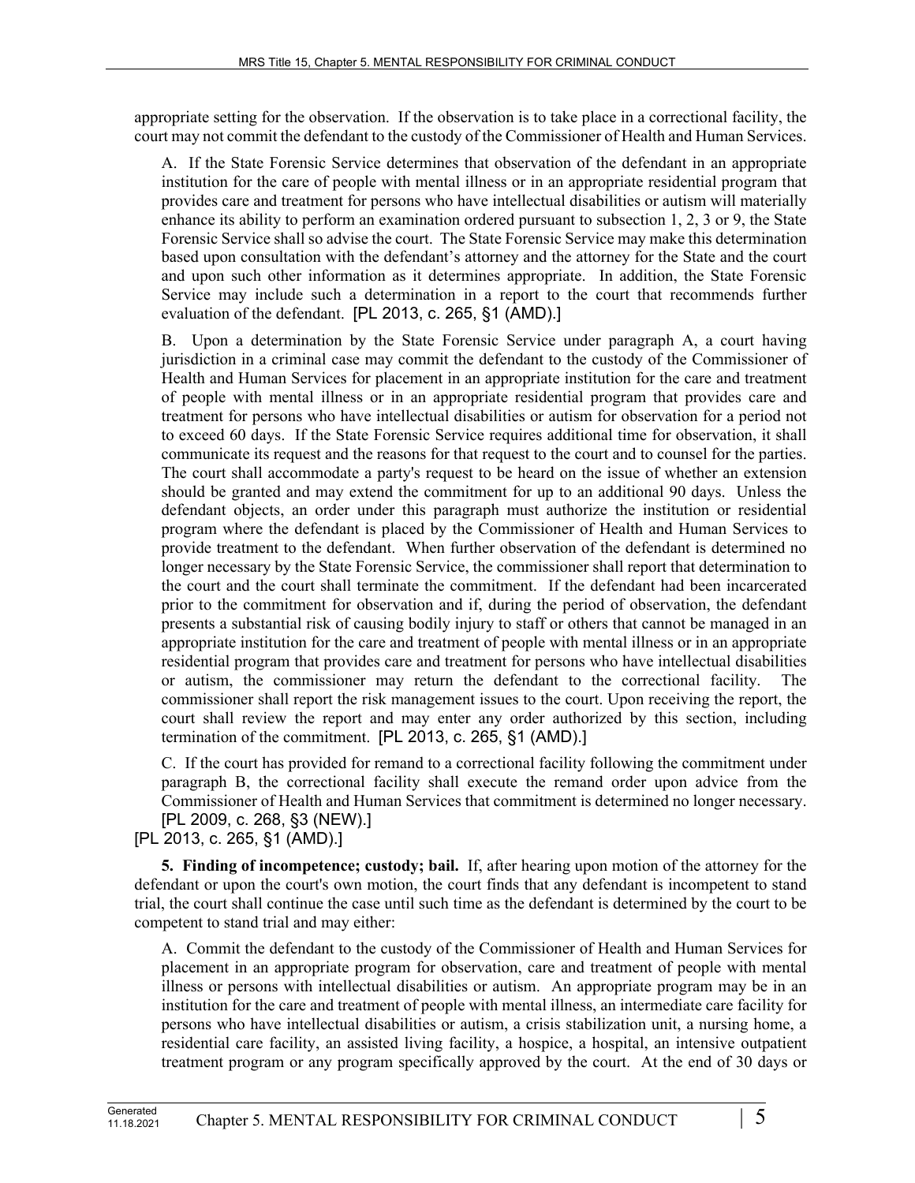appropriate setting for the observation. If the observation is to take place in a correctional facility, the court may not commit the defendant to the custody of the Commissioner of Health and Human Services.

A. If the State Forensic Service determines that observation of the defendant in an appropriate institution for the care of people with mental illness or in an appropriate residential program that provides care and treatment for persons who have intellectual disabilities or autism will materially enhance its ability to perform an examination ordered pursuant to subsection 1, 2, 3 or 9, the State Forensic Service shall so advise the court. The State Forensic Service may make this determination based upon consultation with the defendant's attorney and the attorney for the State and the court and upon such other information as it determines appropriate. In addition, the State Forensic Service may include such a determination in a report to the court that recommends further evaluation of the defendant. [PL 2013, c. 265, §1 (AMD).]

B. Upon a determination by the State Forensic Service under paragraph A, a court having jurisdiction in a criminal case may commit the defendant to the custody of the Commissioner of Health and Human Services for placement in an appropriate institution for the care and treatment of people with mental illness or in an appropriate residential program that provides care and treatment for persons who have intellectual disabilities or autism for observation for a period not to exceed 60 days. If the State Forensic Service requires additional time for observation, it shall communicate its request and the reasons for that request to the court and to counsel for the parties. The court shall accommodate a party's request to be heard on the issue of whether an extension should be granted and may extend the commitment for up to an additional 90 days. Unless the defendant objects, an order under this paragraph must authorize the institution or residential program where the defendant is placed by the Commissioner of Health and Human Services to provide treatment to the defendant. When further observation of the defendant is determined no longer necessary by the State Forensic Service, the commissioner shall report that determination to the court and the court shall terminate the commitment. If the defendant had been incarcerated prior to the commitment for observation and if, during the period of observation, the defendant presents a substantial risk of causing bodily injury to staff or others that cannot be managed in an appropriate institution for the care and treatment of people with mental illness or in an appropriate residential program that provides care and treatment for persons who have intellectual disabilities or autism, the commissioner may return the defendant to the correctional facility. The commissioner shall report the risk management issues to the court. Upon receiving the report, the court shall review the report and may enter any order authorized by this section, including termination of the commitment. [PL 2013, c. 265, §1 (AMD).]

C. If the court has provided for remand to a correctional facility following the commitment under paragraph B, the correctional facility shall execute the remand order upon advice from the Commissioner of Health and Human Services that commitment is determined no longer necessary. [PL 2009, c. 268, §3 (NEW).]

[PL 2013, c. 265, §1 (AMD).]

**5. Finding of incompetence; custody; bail.** If, after hearing upon motion of the attorney for the defendant or upon the court's own motion, the court finds that any defendant is incompetent to stand trial, the court shall continue the case until such time as the defendant is determined by the court to be competent to stand trial and may either:

A. Commit the defendant to the custody of the Commissioner of Health and Human Services for placement in an appropriate program for observation, care and treatment of people with mental illness or persons with intellectual disabilities or autism. An appropriate program may be in an institution for the care and treatment of people with mental illness, an intermediate care facility for persons who have intellectual disabilities or autism, a crisis stabilization unit, a nursing home, a residential care facility, an assisted living facility, a hospice, a hospital, an intensive outpatient treatment program or any program specifically approved by the court. At the end of 30 days or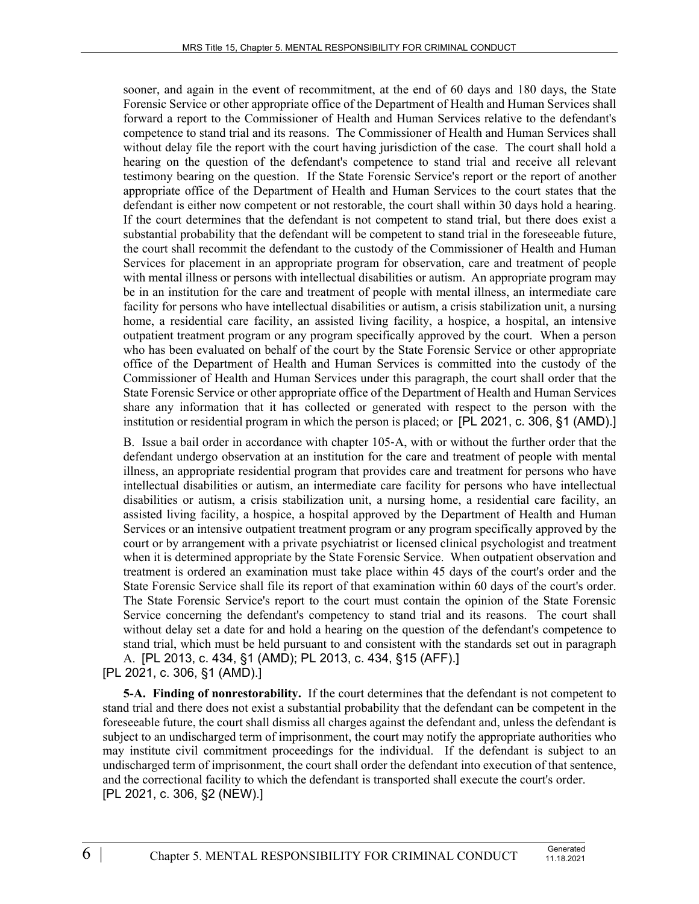sooner, and again in the event of recommitment, at the end of 60 days and 180 days, the State Forensic Service or other appropriate office of the Department of Health and Human Services shall forward a report to the Commissioner of Health and Human Services relative to the defendant's competence to stand trial and its reasons. The Commissioner of Health and Human Services shall without delay file the report with the court having jurisdiction of the case. The court shall hold a hearing on the question of the defendant's competence to stand trial and receive all relevant testimony bearing on the question. If the State Forensic Service's report or the report of another appropriate office of the Department of Health and Human Services to the court states that the defendant is either now competent or not restorable, the court shall within 30 days hold a hearing. If the court determines that the defendant is not competent to stand trial, but there does exist a substantial probability that the defendant will be competent to stand trial in the foreseeable future, the court shall recommit the defendant to the custody of the Commissioner of Health and Human Services for placement in an appropriate program for observation, care and treatment of people with mental illness or persons with intellectual disabilities or autism. An appropriate program may be in an institution for the care and treatment of people with mental illness, an intermediate care facility for persons who have intellectual disabilities or autism, a crisis stabilization unit, a nursing home, a residential care facility, an assisted living facility, a hospice, a hospital, an intensive outpatient treatment program or any program specifically approved by the court. When a person who has been evaluated on behalf of the court by the State Forensic Service or other appropriate office of the Department of Health and Human Services is committed into the custody of the Commissioner of Health and Human Services under this paragraph, the court shall order that the State Forensic Service or other appropriate office of the Department of Health and Human Services share any information that it has collected or generated with respect to the person with the institution or residential program in which the person is placed; or [PL 2021, c. 306, §1 (AMD).]

B. Issue a bail order in accordance with chapter 105-A, with or without the further order that the defendant undergo observation at an institution for the care and treatment of people with mental illness, an appropriate residential program that provides care and treatment for persons who have intellectual disabilities or autism, an intermediate care facility for persons who have intellectual disabilities or autism, a crisis stabilization unit, a nursing home, a residential care facility, an assisted living facility, a hospice, a hospital approved by the Department of Health and Human Services or an intensive outpatient treatment program or any program specifically approved by the court or by arrangement with a private psychiatrist or licensed clinical psychologist and treatment when it is determined appropriate by the State Forensic Service. When outpatient observation and treatment is ordered an examination must take place within 45 days of the court's order and the State Forensic Service shall file its report of that examination within 60 days of the court's order. The State Forensic Service's report to the court must contain the opinion of the State Forensic Service concerning the defendant's competency to stand trial and its reasons. The court shall without delay set a date for and hold a hearing on the question of the defendant's competence to stand trial, which must be held pursuant to and consistent with the standards set out in paragraph A. [PL 2013, c. 434, §1 (AMD); PL 2013, c. 434, §15 (AFF).]

[PL 2021, c. 306, §1 (AMD).]

**5-A. Finding of nonrestorability.** If the court determines that the defendant is not competent to stand trial and there does not exist a substantial probability that the defendant can be competent in the foreseeable future, the court shall dismiss all charges against the defendant and, unless the defendant is subject to an undischarged term of imprisonment, the court may notify the appropriate authorities who may institute civil commitment proceedings for the individual. If the defendant is subject to an undischarged term of imprisonment, the court shall order the defendant into execution of that sentence, and the correctional facility to which the defendant is transported shall execute the court's order.
[PL 2021, c. 306, §2 (NEW).]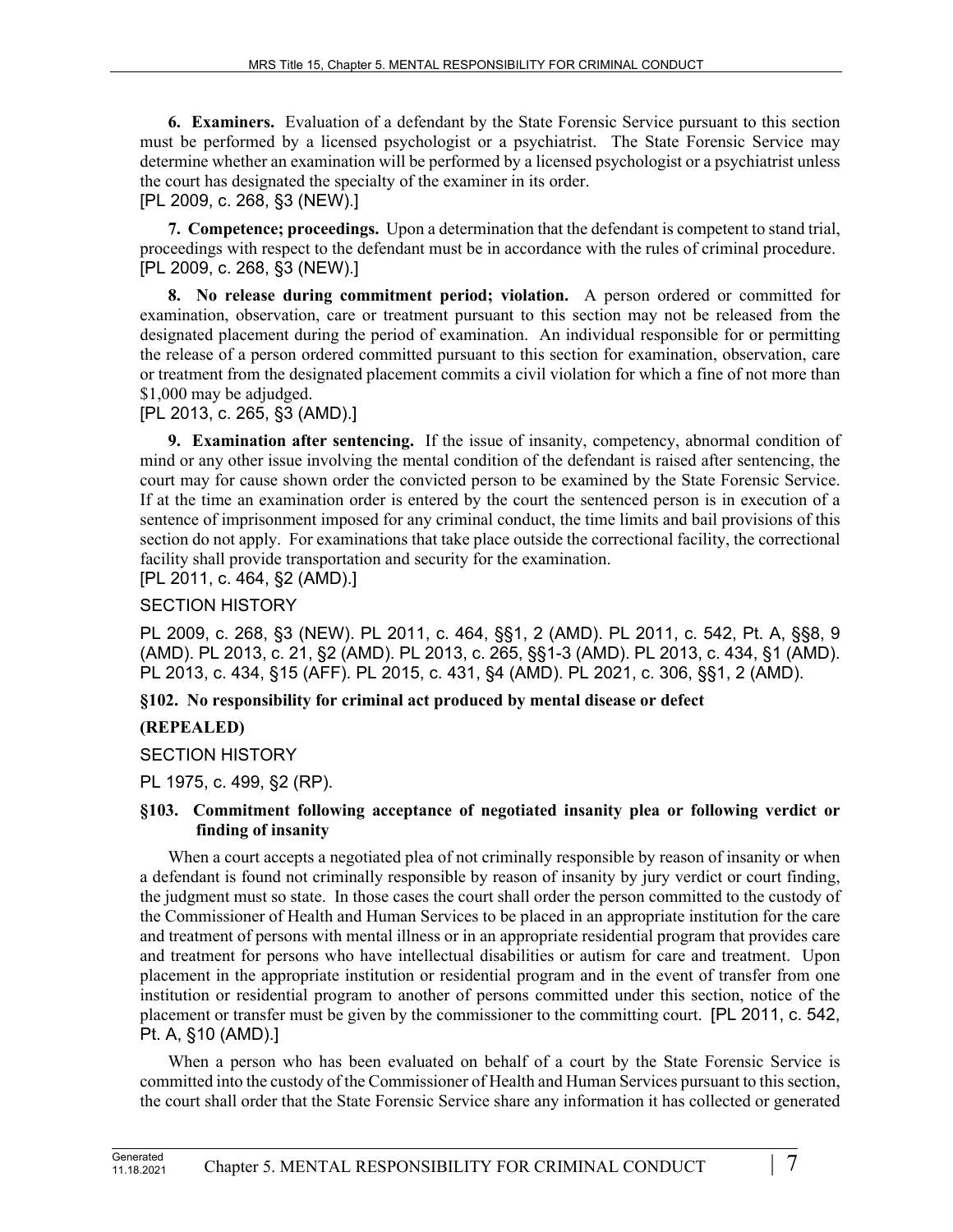**6. Examiners.** Evaluation of a defendant by the State Forensic Service pursuant to this section must be performed by a licensed psychologist or a psychiatrist. The State Forensic Service may determine whether an examination will be performed by a licensed psychologist or a psychiatrist unless the court has designated the specialty of the examiner in its order.
[PL 2009, c. 268, §3 (NEW).]

**7. Competence; proceedings.** Upon a determination that the defendant is competent to stand trial, proceedings with respect to the defendant must be in accordance with the rules of criminal procedure.
[PL 2009, c. 268, §3 (NEW).]

**8. No release during commitment period; violation.** A person ordered or committed for examination, observation, care or treatment pursuant to this section may not be released from the designated placement during the period of examination. An individual responsible for or permitting the release of a person ordered committed pursuant to this section for examination, observation, care or treatment from the designated placement commits a civil violation for which a fine of not more than $1,000 may be adjudged.
[PL 2013, c. 265, §3 (AMD).]

**9. Examination after sentencing.** If the issue of insanity, competency, abnormal condition of mind or any other issue involving the mental condition of the defendant is raised after sentencing, the court may for cause shown order the convicted person to be examined by the State Forensic Service. If at the time an examination order is entered by the court the sentenced person is in execution of a sentence of imprisonment imposed for any criminal conduct, the time limits and bail provisions of this section do not apply. For examinations that take place outside the correctional facility, the correctional facility shall provide transportation and security for the examination.
[PL 2011, c. 464, §2 (AMD).]

SECTION HISTORY

PL 2009, c. 268, §3 (NEW). PL 2011, c. 464, §§1, 2 (AMD). PL 2011, c. 542, Pt. A, §§8, 9 (AMD). PL 2013, c. 21, §2 (AMD). PL 2013, c. 265, §§1-3 (AMD). PL 2013, c. 434, §1 (AMD). PL 2013, c. 434, §15 (AFF). PL 2015, c. 431, §4 (AMD). PL 2021, c. 306, §§1, 2 (AMD).

**§102. No responsibility for criminal act produced by mental disease or defect**

**(REPEALED)**

SECTION HISTORY

PL 1975, c. 499, §2 (RP).

**§103. Commitment following acceptance of negotiated insanity plea or following verdict or finding of insanity**

When a court accepts a negotiated plea of not criminally responsible by reason of insanity or when a defendant is found not criminally responsible by reason of insanity by jury verdict or court finding, the judgment must so state. In those cases the court shall order the person committed to the custody of the Commissioner of Health and Human Services to be placed in an appropriate institution for the care and treatment of persons with mental illness or in an appropriate residential program that provides care and treatment for persons who have intellectual disabilities or autism for care and treatment. Upon placement in the appropriate institution or residential program and in the event of transfer from one institution or residential program to another of persons committed under this section, notice of the placement or transfer must be given by the commissioner to the committing court. [PL 2011, c. 542, Pt. A, §10 (AMD).]

When a person who has been evaluated on behalf of a court by the State Forensic Service is committed into the custody of the Commissioner of Health and Human Services pursuant to this section, the court shall order that the State Forensic Service share any information it has collected or generated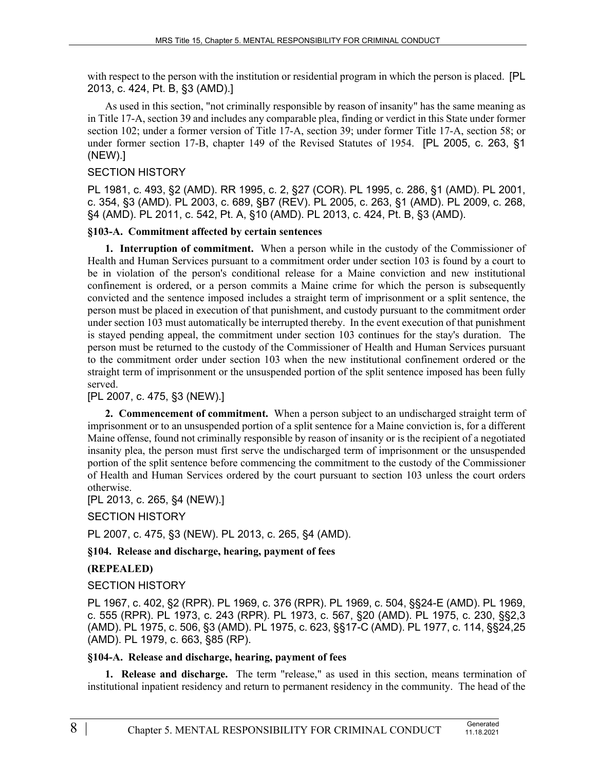with respect to the person with the institution or residential program in which the person is placed. [PL 2013, c. 424, Pt. B, §3 (AMD).]

As used in this section, "not criminally responsible by reason of insanity" has the same meaning as in Title 17-A, section 39 and includes any comparable plea, finding or verdict in this State under former section 102; under a former version of Title 17-A, section 39; under former Title 17-A, section 58; or under former section 17-B, chapter 149 of the Revised Statutes of 1954. [PL 2005, c. 263, §1 (NEW).]

SECTION HISTORY

PL 1981, c. 493, §2 (AMD). RR 1995, c. 2, §27 (COR). PL 1995, c. 286, §1 (AMD). PL 2001, c. 354, §3 (AMD). PL 2003, c. 689, §B7 (REV). PL 2005, c. 263, §1 (AMD). PL 2009, c. 268, §4 (AMD). PL 2011, c. 542, Pt. A, §10 (AMD). PL 2013, c. 424, Pt. B, §3 (AMD).

**§103-A. Commitment affected by certain sentences**

**1. Interruption of commitment.** When a person while in the custody of the Commissioner of Health and Human Services pursuant to a commitment order under section 103 is found by a court to be in violation of the person's conditional release for a Maine conviction and new institutional confinement is ordered, or a person commits a Maine crime for which the person is subsequently convicted and the sentence imposed includes a straight term of imprisonment or a split sentence, the person must be placed in execution of that punishment, and custody pursuant to the commitment order under section 103 must automatically be interrupted thereby. In the event execution of that punishment is stayed pending appeal, the commitment under section 103 continues for the stay's duration. The person must be returned to the custody of the Commissioner of Health and Human Services pursuant to the commitment order under section 103 when the new institutional confinement ordered or the straight term of imprisonment or the unsuspended portion of the split sentence imposed has been fully served.

[PL 2007, c. 475, §3 (NEW).]

**2. Commencement of commitment.** When a person subject to an undischarged straight term of imprisonment or to an unsuspended portion of a split sentence for a Maine conviction is, for a different Maine offense, found not criminally responsible by reason of insanity or is the recipient of a negotiated insanity plea, the person must first serve the undischarged term of imprisonment or the unsuspended portion of the split sentence before commencing the commitment to the custody of the Commissioner of Health and Human Services ordered by the court pursuant to section 103 unless the court orders otherwise.

[PL 2013, c. 265, §4 (NEW).]

SECTION HISTORY

PL 2007, c. 475, §3 (NEW). PL 2013, c. 265, §4 (AMD).

**§104. Release and discharge, hearing, payment of fees**

**(REPEALED)**

SECTION HISTORY

PL 1967, c. 402, §2 (RPR). PL 1969, c. 376 (RPR). PL 1969, c. 504, §§24-E (AMD). PL 1969, c. 555 (RPR). PL 1973, c. 243 (RPR). PL 1973, c. 567, §20 (AMD). PL 1975, c. 230, §§2,3 (AMD). PL 1975, c. 506, §3 (AMD). PL 1975, c. 623, §§17-C (AMD). PL 1977, c. 114, §§24,25 (AMD). PL 1979, c. 663, §85 (RP).

**§104-A. Release and discharge, hearing, payment of fees**

**1. Release and discharge.** The term "release," as used in this section, means termination of institutional inpatient residency and return to permanent residency in the community. The head of the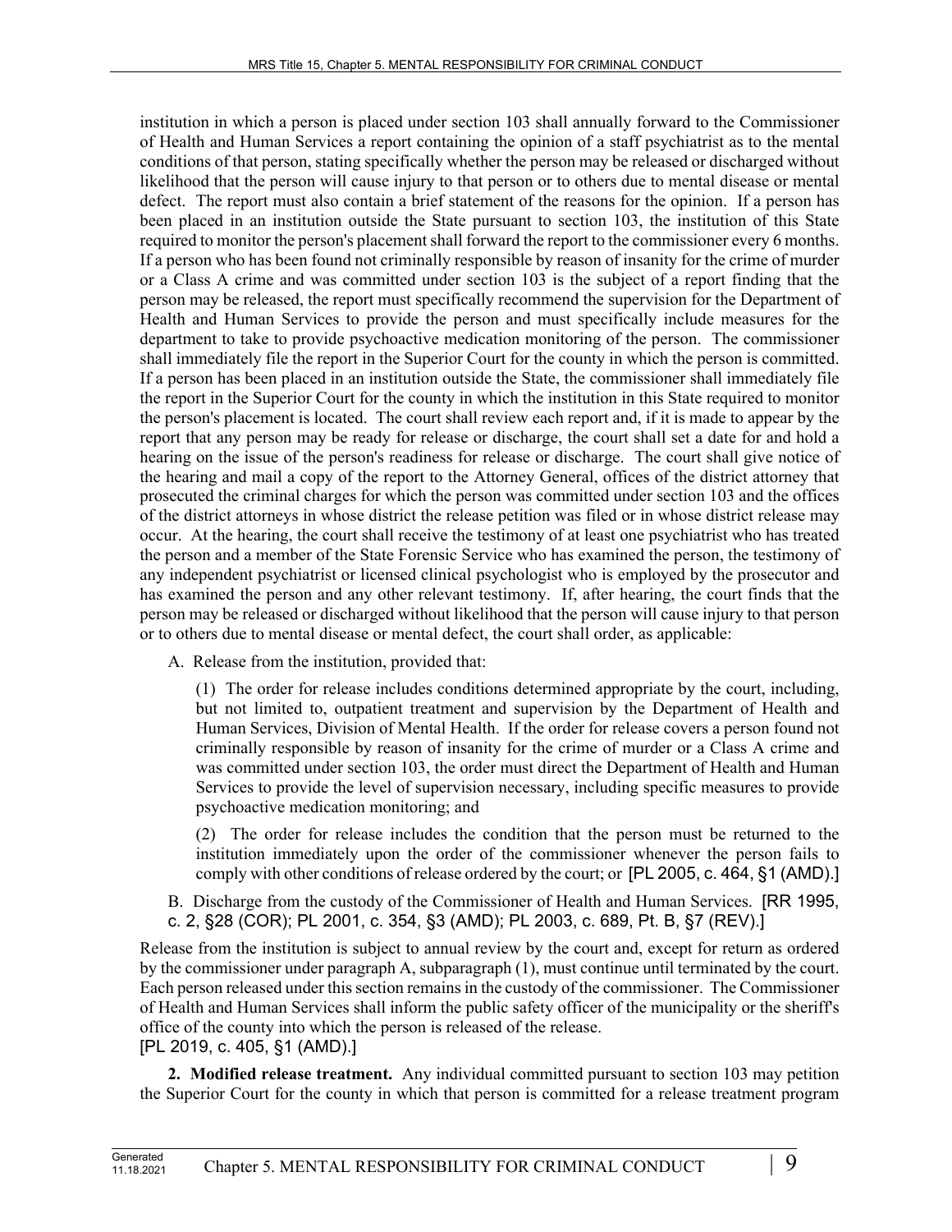institution in which a person is placed under section 103 shall annually forward to the Commissioner of Health and Human Services a report containing the opinion of a staff psychiatrist as to the mental conditions of that person, stating specifically whether the person may be released or discharged without likelihood that the person will cause injury to that person or to others due to mental disease or mental defect. The report must also contain a brief statement of the reasons for the opinion. If a person has been placed in an institution outside the State pursuant to section 103, the institution of this State required to monitor the person's placement shall forward the report to the commissioner every 6 months. If a person who has been found not criminally responsible by reason of insanity for the crime of murder or a Class A crime and was committed under section 103 is the subject of a report finding that the person may be released, the report must specifically recommend the supervision for the Department of Health and Human Services to provide the person and must specifically include measures for the department to take to provide psychoactive medication monitoring of the person. The commissioner shall immediately file the report in the Superior Court for the county in which the person is committed. If a person has been placed in an institution outside the State, the commissioner shall immediately file the report in the Superior Court for the county in which the institution in this State required to monitor the person's placement is located. The court shall review each report and, if it is made to appear by the report that any person may be ready for release or discharge, the court shall set a date for and hold a hearing on the issue of the person's readiness for release or discharge. The court shall give notice of the hearing and mail a copy of the report to the Attorney General, offices of the district attorney that prosecuted the criminal charges for which the person was committed under section 103 and the offices of the district attorneys in whose district the release petition was filed or in whose district release may occur. At the hearing, the court shall receive the testimony of at least one psychiatrist who has treated the person and a member of the State Forensic Service who has examined the person, the testimony of any independent psychiatrist or licensed clinical psychologist who is employed by the prosecutor and has examined the person and any other relevant testimony. If, after hearing, the court finds that the person may be released or discharged without likelihood that the person will cause injury to that person or to others due to mental disease or mental defect, the court shall order, as applicable:

A. Release from the institution, provided that:

(1) The order for release includes conditions determined appropriate by the court, including, but not limited to, outpatient treatment and supervision by the Department of Health and Human Services, Division of Mental Health. If the order for release covers a person found not criminally responsible by reason of insanity for the crime of murder or a Class A crime and was committed under section 103, the order must direct the Department of Health and Human Services to provide the level of supervision necessary, including specific measures to provide psychoactive medication monitoring; and

(2) The order for release includes the condition that the person must be returned to the institution immediately upon the order of the commissioner whenever the person fails to comply with other conditions of release ordered by the court; or [PL 2005, c. 464, §1 (AMD).]

B. Discharge from the custody of the Commissioner of Health and Human Services. [RR 1995, c. 2, §28 (COR); PL 2001, c. 354, §3 (AMD); PL 2003, c. 689, Pt. B, §7 (REV).]

Release from the institution is subject to annual review by the court and, except for return as ordered by the commissioner under paragraph A, subparagraph (1), must continue until terminated by the court. Each person released under this section remains in the custody of the commissioner. The Commissioner of Health and Human Services shall inform the public safety officer of the municipality or the sheriff's office of the county into which the person is released of the release.
[PL 2019, c. 405, §1 (AMD).]

**2. Modified release treatment.** Any individual committed pursuant to section 103 may petition the Superior Court for the county in which that person is committed for a release treatment program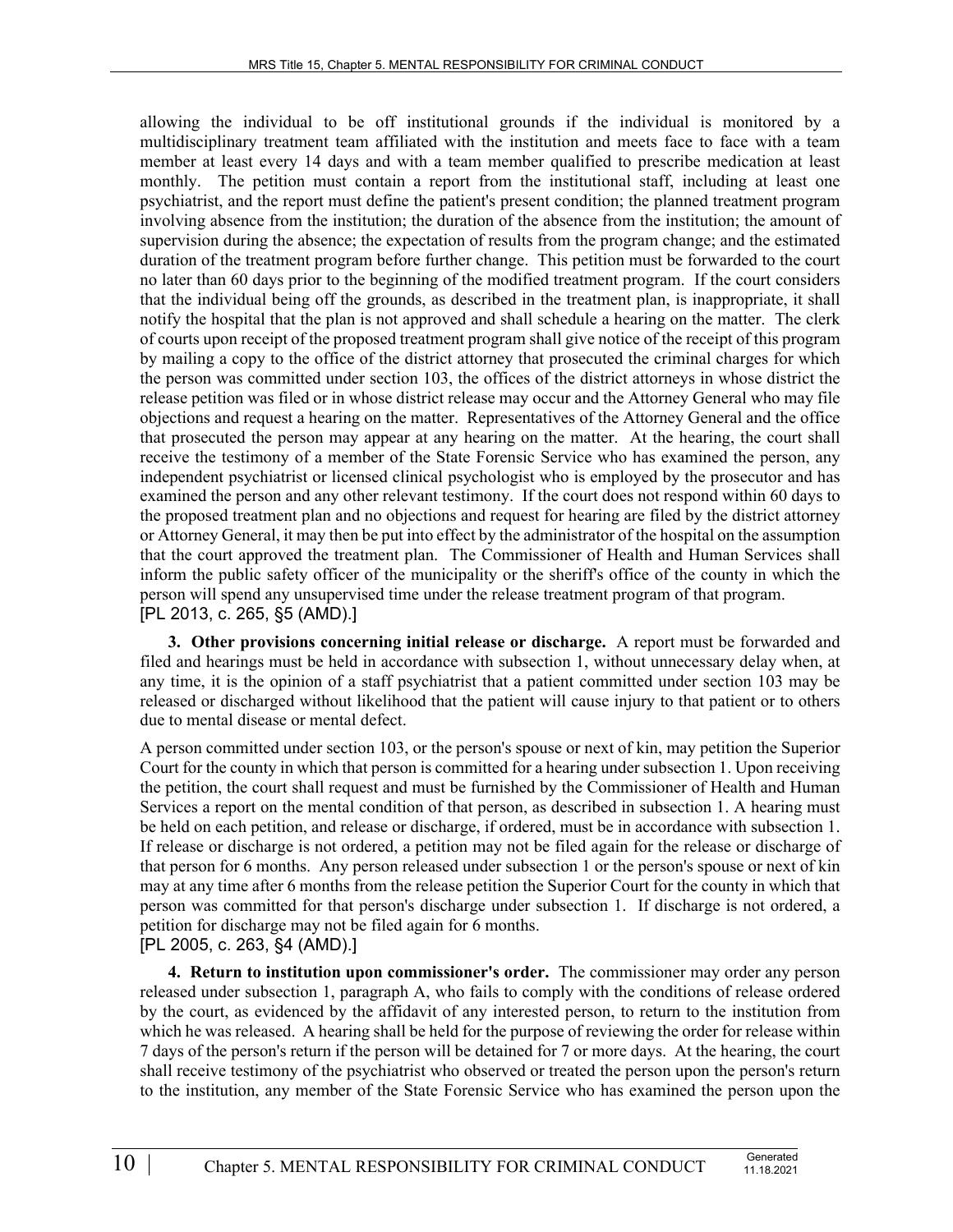allowing the individual to be off institutional grounds if the individual is monitored by a multidisciplinary treatment team affiliated with the institution and meets face to face with a team member at least every 14 days and with a team member qualified to prescribe medication at least monthly. The petition must contain a report from the institutional staff, including at least one psychiatrist, and the report must define the patient's present condition; the planned treatment program involving absence from the institution; the duration of the absence from the institution; the amount of supervision during the absence; the expectation of results from the program change; and the estimated duration of the treatment program before further change. This petition must be forwarded to the court no later than 60 days prior to the beginning of the modified treatment program. If the court considers that the individual being off the grounds, as described in the treatment plan, is inappropriate, it shall notify the hospital that the plan is not approved and shall schedule a hearing on the matter. The clerk of courts upon receipt of the proposed treatment program shall give notice of the receipt of this program by mailing a copy to the office of the district attorney that prosecuted the criminal charges for which the person was committed under section 103, the offices of the district attorneys in whose district the release petition was filed or in whose district release may occur and the Attorney General who may file objections and request a hearing on the matter. Representatives of the Attorney General and the office that prosecuted the person may appear at any hearing on the matter. At the hearing, the court shall receive the testimony of a member of the State Forensic Service who has examined the person, any independent psychiatrist or licensed clinical psychologist who is employed by the prosecutor and has examined the person and any other relevant testimony. If the court does not respond within 60 days to the proposed treatment plan and no objections and request for hearing are filed by the district attorney or Attorney General, it may then be put into effect by the administrator of the hospital on the assumption that the court approved the treatment plan. The Commissioner of Health and Human Services shall inform the public safety officer of the municipality or the sheriff's office of the county in which the person will spend any unsupervised time under the release treatment program of that program.
[PL 2013, c. 265, §5 (AMD).]

**3. Other provisions concerning initial release or discharge.** A report must be forwarded and filed and hearings must be held in accordance with subsection 1, without unnecessary delay when, at any time, it is the opinion of a staff psychiatrist that a patient committed under section 103 may be released or discharged without likelihood that the patient will cause injury to that patient or to others due to mental disease or mental defect.

A person committed under section 103, or the person's spouse or next of kin, may petition the Superior Court for the county in which that person is committed for a hearing under subsection 1. Upon receiving the petition, the court shall request and must be furnished by the Commissioner of Health and Human Services a report on the mental condition of that person, as described in subsection 1. A hearing must be held on each petition, and release or discharge, if ordered, must be in accordance with subsection 1. If release or discharge is not ordered, a petition may not be filed again for the release or discharge of that person for 6 months. Any person released under subsection 1 or the person's spouse or next of kin may at any time after 6 months from the release petition the Superior Court for the county in which that person was committed for that person's discharge under subsection 1. If discharge is not ordered, a petition for discharge may not be filed again for 6 months.
[PL 2005, c. 263, §4 (AMD).]

**4. Return to institution upon commissioner's order.** The commissioner may order any person released under subsection 1, paragraph A, who fails to comply with the conditions of release ordered by the court, as evidenced by the affidavit of any interested person, to return to the institution from which he was released. A hearing shall be held for the purpose of reviewing the order for release within 7 days of the person's return if the person will be detained for 7 or more days. At the hearing, the court shall receive testimony of the psychiatrist who observed or treated the person upon the person's return to the institution, any member of the State Forensic Service who has examined the person upon the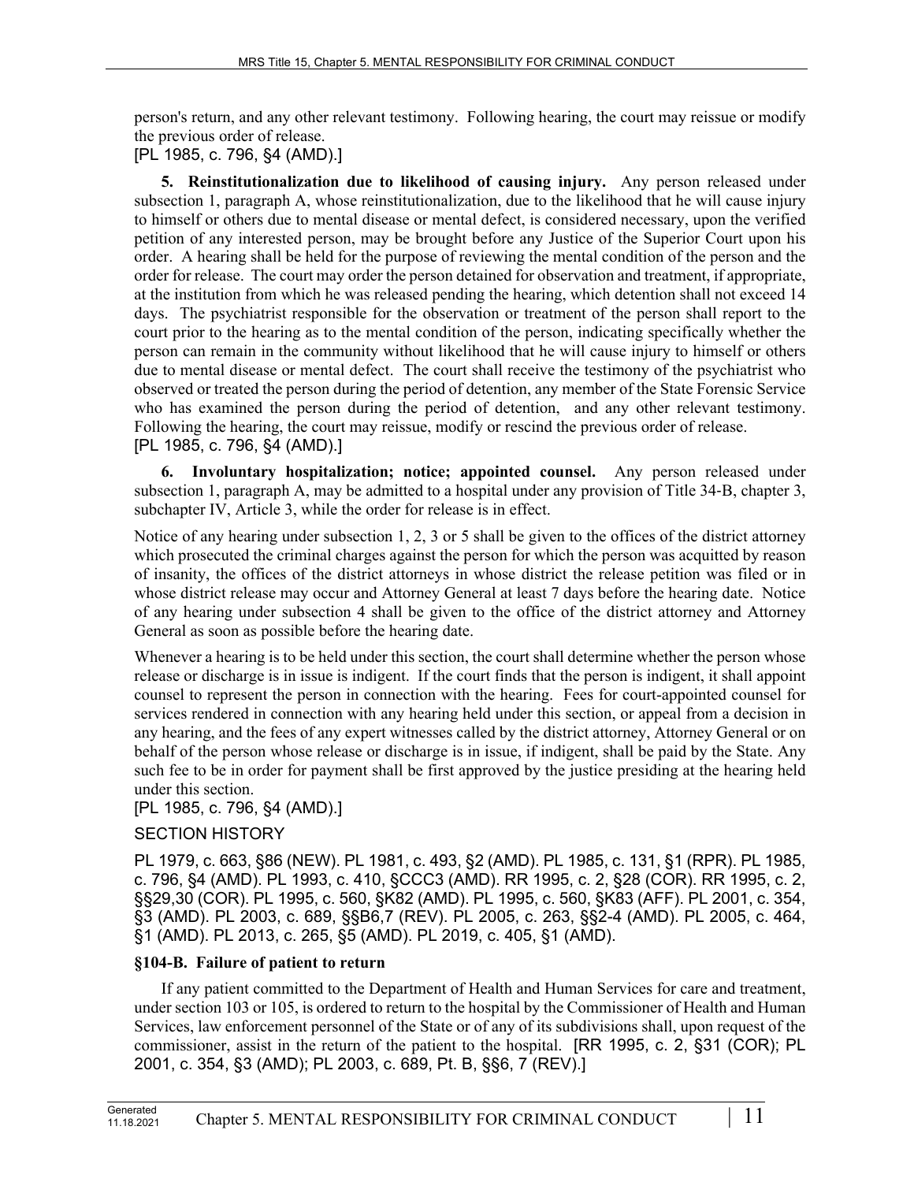person's return, and any other relevant testimony. Following hearing, the court may reissue or modify the previous order of release.

[PL 1985, c. 796, §4 (AMD).]

**5. Reinstitutionalization due to likelihood of causing injury.** Any person released under subsection 1, paragraph A, whose reinstitutionalization, due to the likelihood that he will cause injury to himself or others due to mental disease or mental defect, is considered necessary, upon the verified petition of any interested person, may be brought before any Justice of the Superior Court upon his order. A hearing shall be held for the purpose of reviewing the mental condition of the person and the order for release. The court may order the person detained for observation and treatment, if appropriate, at the institution from which he was released pending the hearing, which detention shall not exceed 14 days. The psychiatrist responsible for the observation or treatment of the person shall report to the court prior to the hearing as to the mental condition of the person, indicating specifically whether the person can remain in the community without likelihood that he will cause injury to himself or others due to mental disease or mental defect. The court shall receive the testimony of the psychiatrist who observed or treated the person during the period of detention, any member of the State Forensic Service who has examined the person during the period of detention, and any other relevant testimony. Following the hearing, the court may reissue, modify or rescind the previous order of release.

[PL 1985, c. 796, §4 (AMD).]

**6. Involuntary hospitalization; notice; appointed counsel.** Any person released under subsection 1, paragraph A, may be admitted to a hospital under any provision of Title 34-B, chapter 3, subchapter IV, Article 3, while the order for release is in effect.

Notice of any hearing under subsection 1, 2, 3 or 5 shall be given to the offices of the district attorney which prosecuted the criminal charges against the person for which the person was acquitted by reason of insanity, the offices of the district attorneys in whose district the release petition was filed or in whose district release may occur and Attorney General at least 7 days before the hearing date. Notice of any hearing under subsection 4 shall be given to the office of the district attorney and Attorney General as soon as possible before the hearing date.

Whenever a hearing is to be held under this section, the court shall determine whether the person whose release or discharge is in issue is indigent. If the court finds that the person is indigent, it shall appoint counsel to represent the person in connection with the hearing. Fees for court-appointed counsel for services rendered in connection with any hearing held under this section, or appeal from a decision in any hearing, and the fees of any expert witnesses called by the district attorney, Attorney General or on behalf of the person whose release or discharge is in issue, if indigent, shall be paid by the State. Any such fee to be in order for payment shall be first approved by the justice presiding at the hearing held under this section.

[PL 1985, c. 796, §4 (AMD).]

SECTION HISTORY

PL 1979, c. 663, §86 (NEW). PL 1981, c. 493, §2 (AMD). PL 1985, c. 131, §1 (RPR). PL 1985, c. 796, §4 (AMD). PL 1993, c. 410, §CCC3 (AMD). RR 1995, c. 2, §28 (COR). RR 1995, c. 2, §§29,30 (COR). PL 1995, c. 560, §K82 (AMD). PL 1995, c. 560, §K83 (AFF). PL 2001, c. 354, §3 (AMD). PL 2003, c. 689, §§B6,7 (REV). PL 2005, c. 263, §§2-4 (AMD). PL 2005, c. 464, §1 (AMD). PL 2013, c. 265, §5 (AMD). PL 2019, c. 405, §1 (AMD).

### §104-B. Failure of patient to return

If any patient committed to the Department of Health and Human Services for care and treatment, under section 103 or 105, is ordered to return to the hospital by the Commissioner of Health and Human Services, law enforcement personnel of the State or of any of its subdivisions shall, upon request of the commissioner, assist in the return of the patient to the hospital. [RR 1995, c. 2, §31 (COR); PL 2001, c. 354, §3 (AMD); PL 2003, c. 689, Pt. B, §§6, 7 (REV).]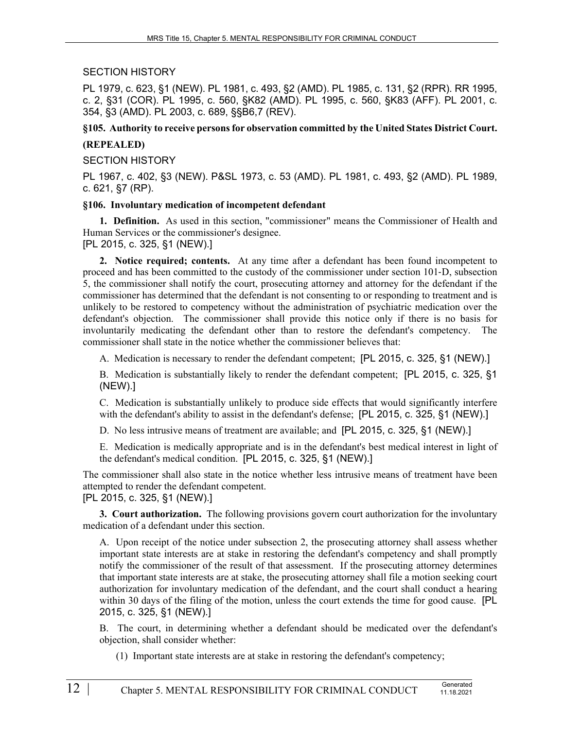SECTION HISTORY

PL 1979, c. 623, §1 (NEW). PL 1981, c. 493, §2 (AMD). PL 1985, c. 131, §2 (RPR). RR 1995, c. 2, §31 (COR). PL 1995, c. 560, §K82 (AMD). PL 1995, c. 560, §K83 (AFF). PL 2001, c. 354, §3 (AMD). PL 2003, c. 689, §§B6,7 (REV).

**§105. Authority to receive persons for observation committed by the United States District Court.**

**(REPEALED)**

SECTION HISTORY

PL 1967, c. 402, §3 (NEW). P&SL 1973, c. 53 (AMD). PL 1981, c. 493, §2 (AMD). PL 1989, c. 621, §7 (RP).

**§106. Involuntary medication of incompetent defendant**

**1. Definition.** As used in this section, "commissioner" means the Commissioner of Health and Human Services or the commissioner's designee.
[PL 2015, c. 325, §1 (NEW).]

**2. Notice required; contents.** At any time after a defendant has been found incompetent to proceed and has been committed to the custody of the commissioner under section 101-D, subsection 5, the commissioner shall notify the court, prosecuting attorney and attorney for the defendant if the commissioner has determined that the defendant is not consenting to or responding to treatment and is unlikely to be restored to competency without the administration of psychiatric medication over the defendant's objection. The commissioner shall provide this notice only if there is no basis for involuntarily medicating the defendant other than to restore the defendant's competency. The commissioner shall state in the notice whether the commissioner believes that:

A. Medication is necessary to render the defendant competent; [PL 2015, c. 325, §1 (NEW).]

B. Medication is substantially likely to render the defendant competent; [PL 2015, c. 325, §1 (NEW).]

C. Medication is substantially unlikely to produce side effects that would significantly interfere with the defendant's ability to assist in the defendant's defense; [PL 2015, c. 325, §1 (NEW).]

D. No less intrusive means of treatment are available; and [PL 2015, c. 325, §1 (NEW).]

E. Medication is medically appropriate and is in the defendant's best medical interest in light of the defendant's medical condition. [PL 2015, c. 325, §1 (NEW).]

The commissioner shall also state in the notice whether less intrusive means of treatment have been attempted to render the defendant competent.
[PL 2015, c. 325, §1 (NEW).]

**3. Court authorization.** The following provisions govern court authorization for the involuntary medication of a defendant under this section.

A. Upon receipt of the notice under subsection 2, the prosecuting attorney shall assess whether important state interests are at stake in restoring the defendant's competency and shall promptly notify the commissioner of the result of that assessment. If the prosecuting attorney determines that important state interests are at stake, the prosecuting attorney shall file a motion seeking court authorization for involuntary medication of the defendant, and the court shall conduct a hearing within 30 days of the filing of the motion, unless the court extends the time for good cause. [PL 2015, c. 325, §1 (NEW).]

B. The court, in determining whether a defendant should be medicated over the defendant's objection, shall consider whether:

(1) Important state interests are at stake in restoring the defendant's competency;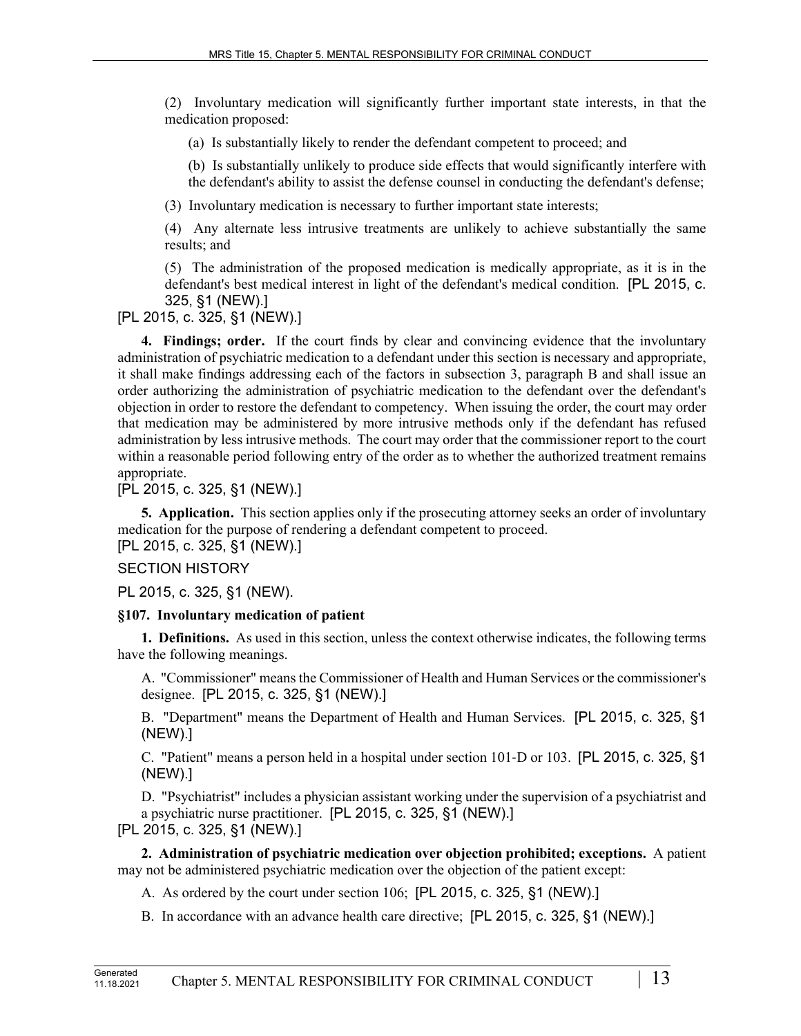(2) Involuntary medication will significantly further important state interests, in that the medication proposed:

(a) Is substantially likely to render the defendant competent to proceed; and

(b) Is substantially unlikely to produce side effects that would significantly interfere with the defendant's ability to assist the defense counsel in conducting the defendant's defense;

(3) Involuntary medication is necessary to further important state interests;

(4) Any alternate less intrusive treatments are unlikely to achieve substantially the same results; and

(5) The administration of the proposed medication is medically appropriate, as it is in the defendant's best medical interest in light of the defendant's medical condition. [PL 2015, c. 325, §1 (NEW).]

[PL 2015, c. 325, §1 (NEW).]

**4. Findings; order.** If the court finds by clear and convincing evidence that the involuntary administration of psychiatric medication to a defendant under this section is necessary and appropriate, it shall make findings addressing each of the factors in subsection 3, paragraph B and shall issue an order authorizing the administration of psychiatric medication to the defendant over the defendant's objection in order to restore the defendant to competency. When issuing the order, the court may order that medication may be administered by more intrusive methods only if the defendant has refused administration by less intrusive methods. The court may order that the commissioner report to the court within a reasonable period following entry of the order as to whether the authorized treatment remains appropriate.

[PL 2015, c. 325, §1 (NEW).]

**5. Application.** This section applies only if the prosecuting attorney seeks an order of involuntary medication for the purpose of rendering a defendant competent to proceed.

[PL 2015, c. 325, §1 (NEW).]

SECTION HISTORY

PL 2015, c. 325, §1 (NEW).

### §107. Involuntary medication of patient

**1. Definitions.** As used in this section, unless the context otherwise indicates, the following terms have the following meanings.

A. "Commissioner" means the Commissioner of Health and Human Services or the commissioner's designee. [PL 2015, c. 325, §1 (NEW).]

B. "Department" means the Department of Health and Human Services. [PL 2015, c. 325, §1 (NEW).]

C. "Patient" means a person held in a hospital under section 101-D or 103. [PL 2015, c. 325, §1 (NEW).]

D. "Psychiatrist" includes a physician assistant working under the supervision of a psychiatrist and a psychiatric nurse practitioner. [PL 2015, c. 325, §1 (NEW).]

[PL 2015, c. 325, §1 (NEW).]

**2. Administration of psychiatric medication over objection prohibited; exceptions.** A patient may not be administered psychiatric medication over the objection of the patient except:

A. As ordered by the court under section 106; [PL 2015, c. 325, §1 (NEW).]

B. In accordance with an advance health care directive; [PL 2015, c. 325, §1 (NEW).]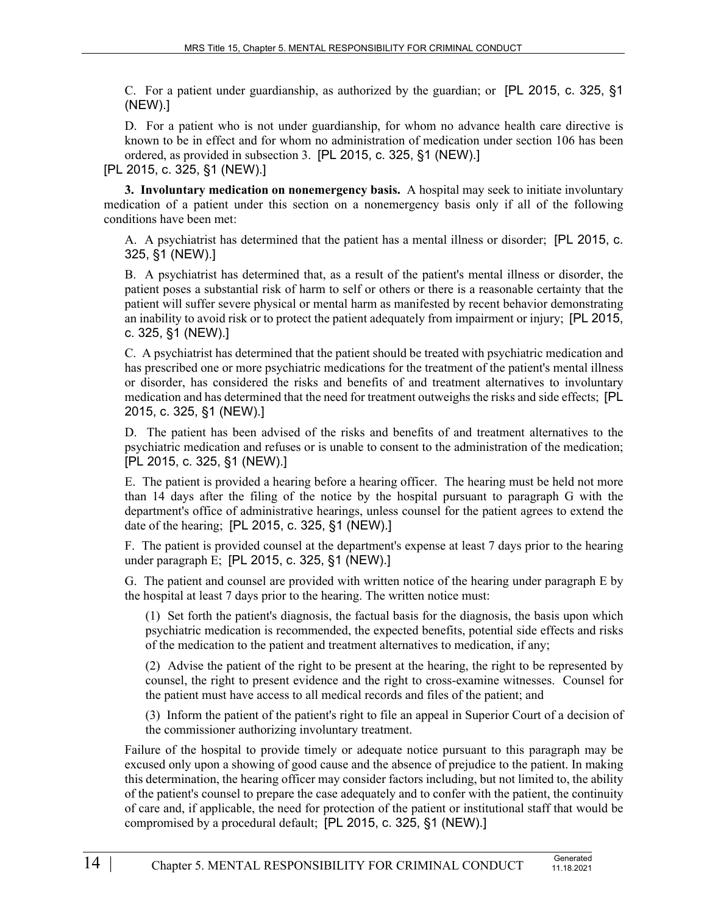C. For a patient under guardianship, as authorized by the guardian; or [PL 2015, c. 325, §1 (NEW).]

D. For a patient who is not under guardianship, for whom no advance health care directive is known to be in effect and for whom no administration of medication under section 106 has been ordered, as provided in subsection 3. [PL 2015, c. 325, §1 (NEW).]

[PL 2015, c. 325, §1 (NEW).]

**3. Involuntary medication on nonemergency basis.** A hospital may seek to initiate involuntary medication of a patient under this section on a nonemergency basis only if all of the following conditions have been met:

A. A psychiatrist has determined that the patient has a mental illness or disorder; [PL 2015, c. 325, §1 (NEW).]

B. A psychiatrist has determined that, as a result of the patient's mental illness or disorder, the patient poses a substantial risk of harm to self or others or there is a reasonable certainty that the patient will suffer severe physical or mental harm as manifested by recent behavior demonstrating an inability to avoid risk or to protect the patient adequately from impairment or injury; [PL 2015, c. 325, §1 (NEW).]

C. A psychiatrist has determined that the patient should be treated with psychiatric medication and has prescribed one or more psychiatric medications for the treatment of the patient's mental illness or disorder, has considered the risks and benefits of and treatment alternatives to involuntary medication and has determined that the need for treatment outweighs the risks and side effects; [PL 2015, c. 325, §1 (NEW).]

D. The patient has been advised of the risks and benefits of and treatment alternatives to the psychiatric medication and refuses or is unable to consent to the administration of the medication; [PL 2015, c. 325, §1 (NEW).]

E. The patient is provided a hearing before a hearing officer. The hearing must be held not more than 14 days after the filing of the notice by the hospital pursuant to paragraph G with the department's office of administrative hearings, unless counsel for the patient agrees to extend the date of the hearing; [PL 2015, c. 325, §1 (NEW).]

F. The patient is provided counsel at the department's expense at least 7 days prior to the hearing under paragraph E; [PL 2015, c. 325, §1 (NEW).]

G. The patient and counsel are provided with written notice of the hearing under paragraph E by the hospital at least 7 days prior to the hearing. The written notice must:

(1) Set forth the patient's diagnosis, the factual basis for the diagnosis, the basis upon which psychiatric medication is recommended, the expected benefits, potential side effects and risks of the medication to the patient and treatment alternatives to medication, if any;

(2) Advise the patient of the right to be present at the hearing, the right to be represented by counsel, the right to present evidence and the right to cross-examine witnesses. Counsel for the patient must have access to all medical records and files of the patient; and

(3) Inform the patient of the patient's right to file an appeal in Superior Court of a decision of the commissioner authorizing involuntary treatment.

Failure of the hospital to provide timely or adequate notice pursuant to this paragraph may be excused only upon a showing of good cause and the absence of prejudice to the patient. In making this determination, the hearing officer may consider factors including, but not limited to, the ability of the patient's counsel to prepare the case adequately and to confer with the patient, the continuity of care and, if applicable, the need for protection of the patient or institutional staff that would be compromised by a procedural default; [PL 2015, c. 325, §1 (NEW).]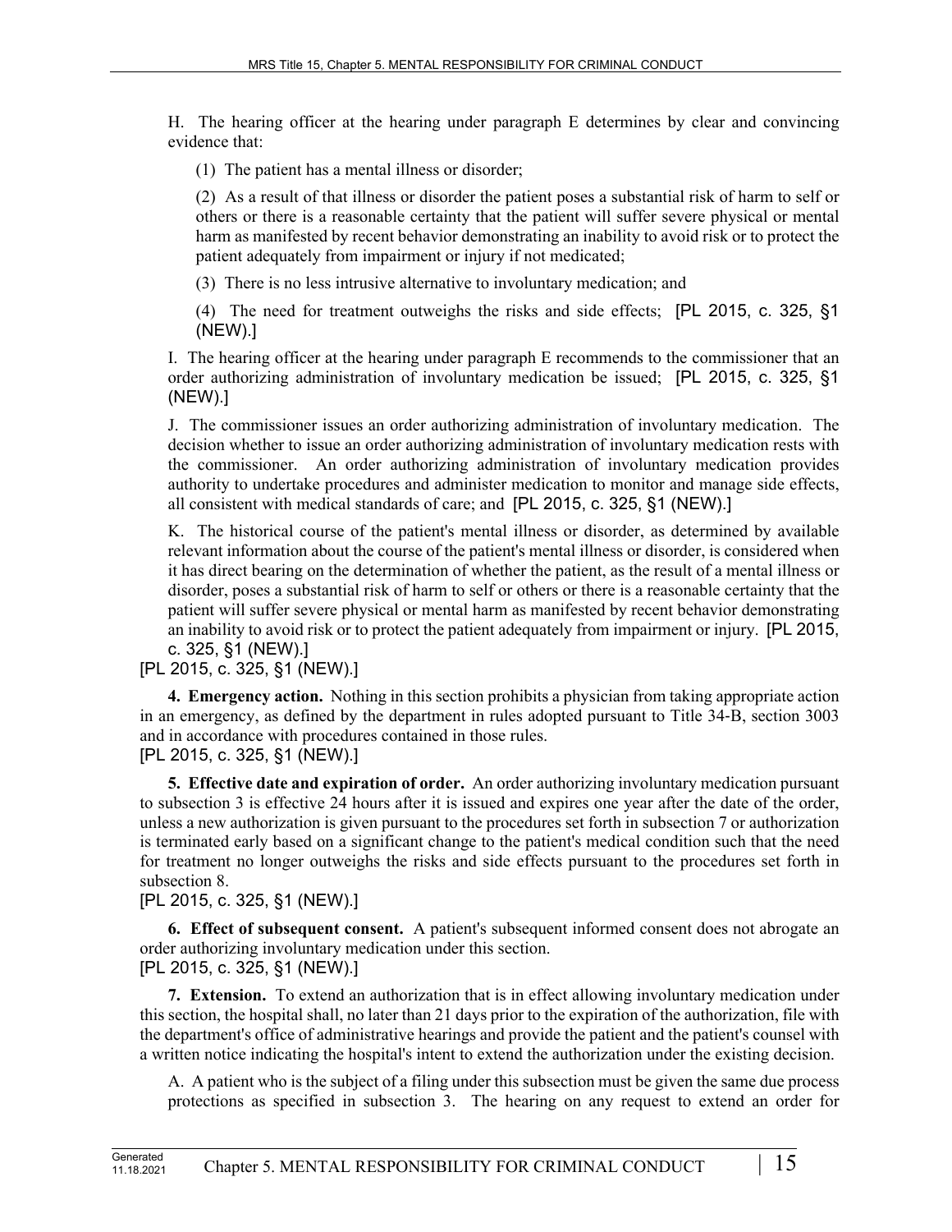H. The hearing officer at the hearing under paragraph E determines by clear and convincing evidence that:

(1) The patient has a mental illness or disorder;

(2) As a result of that illness or disorder the patient poses a substantial risk of harm to self or others or there is a reasonable certainty that the patient will suffer severe physical or mental harm as manifested by recent behavior demonstrating an inability to avoid risk or to protect the patient adequately from impairment or injury if not medicated;

(3) There is no less intrusive alternative to involuntary medication; and

(4) The need for treatment outweighs the risks and side effects; [PL 2015, c. 325, §1 (NEW).]

I. The hearing officer at the hearing under paragraph E recommends to the commissioner that an order authorizing administration of involuntary medication be issued; [PL 2015, c. 325, §1 (NEW).]

J. The commissioner issues an order authorizing administration of involuntary medication. The decision whether to issue an order authorizing administration of involuntary medication rests with the commissioner. An order authorizing administration of involuntary medication provides authority to undertake procedures and administer medication to monitor and manage side effects, all consistent with medical standards of care; and [PL 2015, c. 325, §1 (NEW).]

K. The historical course of the patient's mental illness or disorder, as determined by available relevant information about the course of the patient's mental illness or disorder, is considered when it has direct bearing on the determination of whether the patient, as the result of a mental illness or disorder, poses a substantial risk of harm to self or others or there is a reasonable certainty that the patient will suffer severe physical or mental harm as manifested by recent behavior demonstrating an inability to avoid risk or to protect the patient adequately from impairment or injury. [PL 2015, c. 325, §1 (NEW).]

[PL 2015, c. 325, §1 (NEW).]

**4. Emergency action.** Nothing in this section prohibits a physician from taking appropriate action in an emergency, as defined by the department in rules adopted pursuant to Title 34-B, section 3003 and in accordance with procedures contained in those rules.

[PL 2015, c. 325, §1 (NEW).]

**5. Effective date and expiration of order.** An order authorizing involuntary medication pursuant to subsection 3 is effective 24 hours after it is issued and expires one year after the date of the order, unless a new authorization is given pursuant to the procedures set forth in subsection 7 or authorization is terminated early based on a significant change to the patient's medical condition such that the need for treatment no longer outweighs the risks and side effects pursuant to the procedures set forth in subsection 8.

[PL 2015, c. 325, §1 (NEW).]

**6. Effect of subsequent consent.** A patient's subsequent informed consent does not abrogate an order authorizing involuntary medication under this section.

[PL 2015, c. 325, §1 (NEW).]

**7. Extension.** To extend an authorization that is in effect allowing involuntary medication under this section, the hospital shall, no later than 21 days prior to the expiration of the authorization, file with the department's office of administrative hearings and provide the patient and the patient's counsel with a written notice indicating the hospital's intent to extend the authorization under the existing decision.

A. A patient who is the subject of a filing under this subsection must be given the same due process protections as specified in subsection 3. The hearing on any request to extend an order for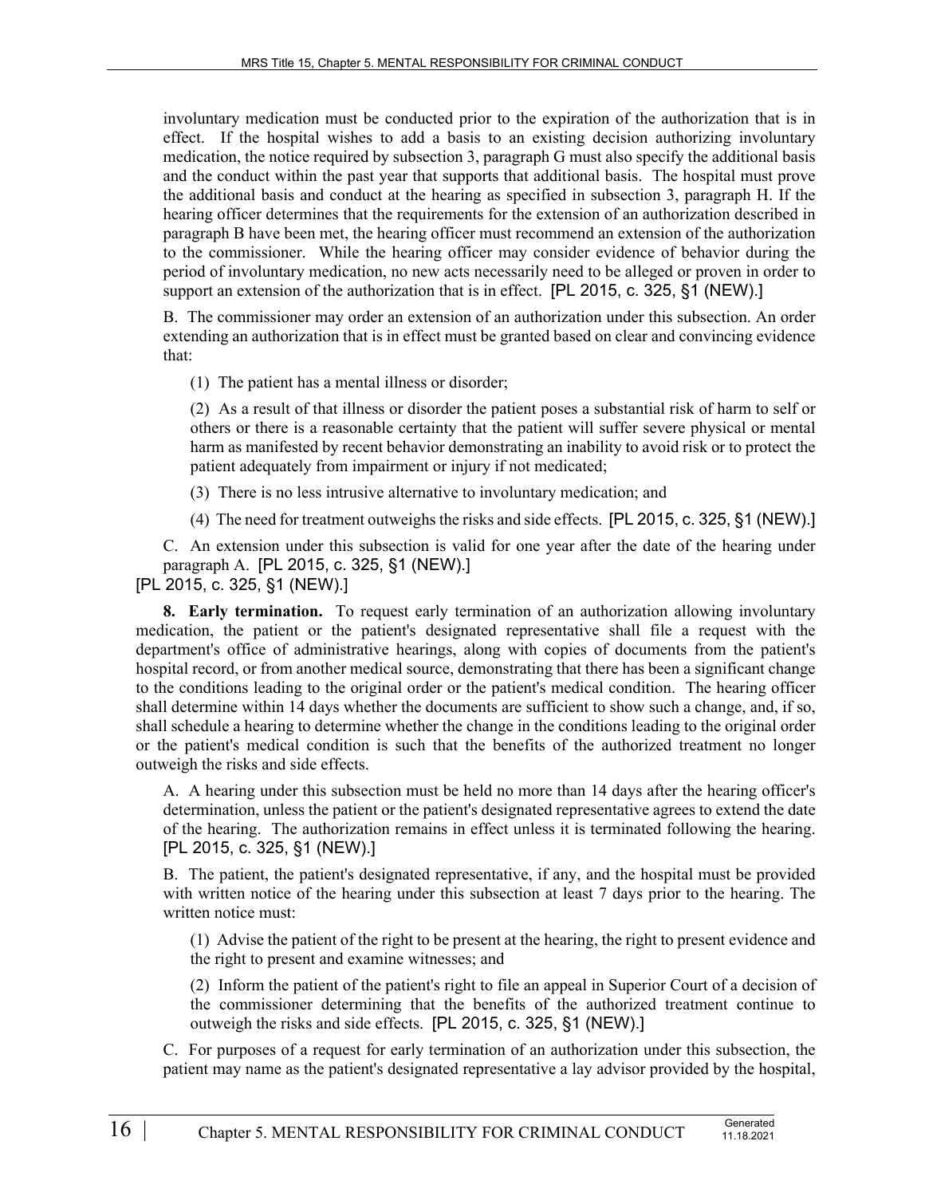involuntary medication must be conducted prior to the expiration of the authorization that is in effect. If the hospital wishes to add a basis to an existing decision authorizing involuntary medication, the notice required by subsection 3, paragraph G must also specify the additional basis and the conduct within the past year that supports that additional basis. The hospital must prove the additional basis and conduct at the hearing as specified in subsection 3, paragraph H. If the hearing officer determines that the requirements for the extension of an authorization described in paragraph B have been met, the hearing officer must recommend an extension of the authorization to the commissioner. While the hearing officer may consider evidence of behavior during the period of involuntary medication, no new acts necessarily need to be alleged or proven in order to support an extension of the authorization that is in effect. [PL 2015, c. 325, §1 (NEW).]

B. The commissioner may order an extension of an authorization under this subsection. An order extending an authorization that is in effect must be granted based on clear and convincing evidence that:

(1) The patient has a mental illness or disorder;

(2) As a result of that illness or disorder the patient poses a substantial risk of harm to self or others or there is a reasonable certainty that the patient will suffer severe physical or mental harm as manifested by recent behavior demonstrating an inability to avoid risk or to protect the patient adequately from impairment or injury if not medicated;

(3) There is no less intrusive alternative to involuntary medication; and

(4) The need for treatment outweighs the risks and side effects. [PL 2015, c. 325, §1 (NEW).]

C. An extension under this subsection is valid for one year after the date of the hearing under paragraph A. [PL 2015, c. 325, §1 (NEW).]

[PL 2015, c. 325, §1 (NEW).]

**8. Early termination.** To request early termination of an authorization allowing involuntary medication, the patient or the patient's designated representative shall file a request with the department's office of administrative hearings, along with copies of documents from the patient's hospital record, or from another medical source, demonstrating that there has been a significant change to the conditions leading to the original order or the patient's medical condition. The hearing officer shall determine within 14 days whether the documents are sufficient to show such a change, and, if so, shall schedule a hearing to determine whether the change in the conditions leading to the original order or the patient's medical condition is such that the benefits of the authorized treatment no longer outweigh the risks and side effects.

A. A hearing under this subsection must be held no more than 14 days after the hearing officer's determination, unless the patient or the patient's designated representative agrees to extend the date of the hearing. The authorization remains in effect unless it is terminated following the hearing. [PL 2015, c. 325, §1 (NEW).]

B. The patient, the patient's designated representative, if any, and the hospital must be provided with written notice of the hearing under this subsection at least 7 days prior to the hearing. The written notice must:

(1) Advise the patient of the right to be present at the hearing, the right to present evidence and the right to present and examine witnesses; and

(2) Inform the patient of the patient's right to file an appeal in Superior Court of a decision of the commissioner determining that the benefits of the authorized treatment continue to outweigh the risks and side effects. [PL 2015, c. 325, §1 (NEW).]

C. For purposes of a request for early termination of an authorization under this subsection, the patient may name as the patient's designated representative a lay advisor provided by the hospital,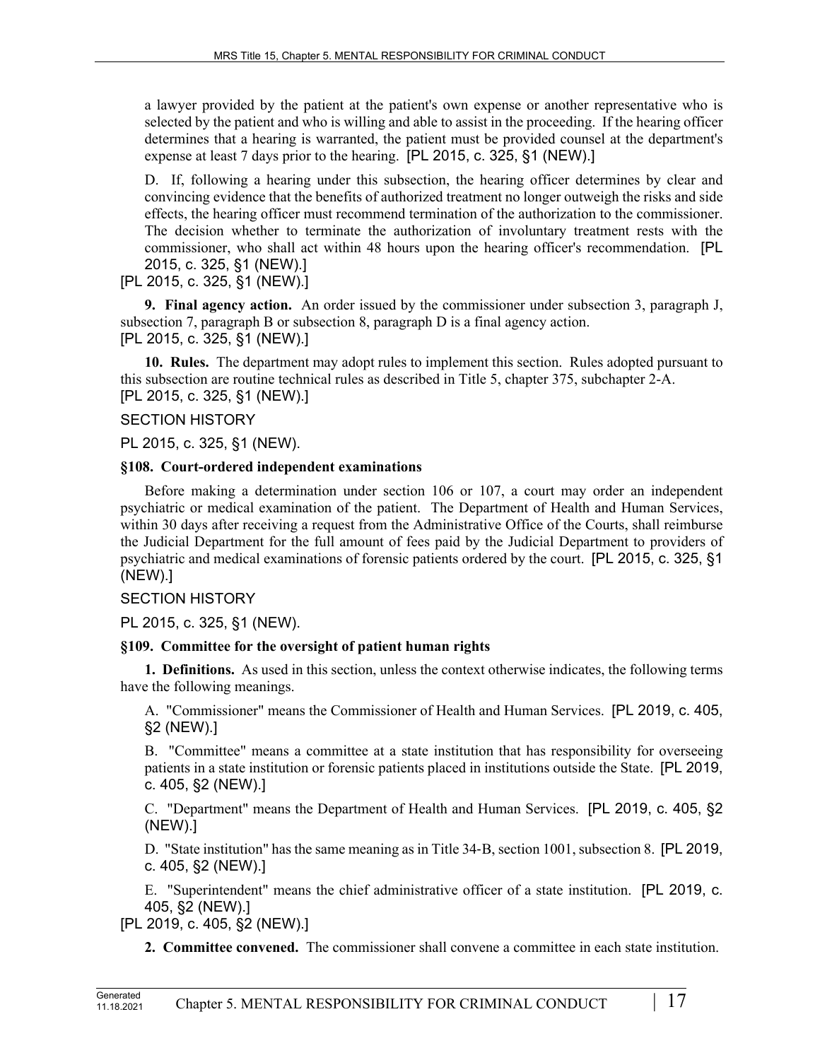a lawyer provided by the patient at the patient's own expense or another representative who is selected by the patient and who is willing and able to assist in the proceeding. If the hearing officer determines that a hearing is warranted, the patient must be provided counsel at the department's expense at least 7 days prior to the hearing. [PL 2015, c. 325, §1 (NEW).]

D. If, following a hearing under this subsection, the hearing officer determines by clear and convincing evidence that the benefits of authorized treatment no longer outweigh the risks and side effects, the hearing officer must recommend termination of the authorization to the commissioner. The decision whether to terminate the authorization of involuntary treatment rests with the commissioner, who shall act within 48 hours upon the hearing officer's recommendation. [PL 2015, c. 325, §1 (NEW).]

[PL 2015, c. 325, §1 (NEW).]

**9. Final agency action.** An order issued by the commissioner under subsection 3, paragraph J, subsection 7, paragraph B or subsection 8, paragraph D is a final agency action.
[PL 2015, c. 325, §1 (NEW).]

**10. Rules.** The department may adopt rules to implement this section. Rules adopted pursuant to this subsection are routine technical rules as described in Title 5, chapter 375, subchapter 2-A.
[PL 2015, c. 325, §1 (NEW).]

SECTION HISTORY

PL 2015, c. 325, §1 (NEW).

**§108. Court-ordered independent examinations**

Before making a determination under section 106 or 107, a court may order an independent psychiatric or medical examination of the patient. The Department of Health and Human Services, within 30 days after receiving a request from the Administrative Office of the Courts, shall reimburse the Judicial Department for the full amount of fees paid by the Judicial Department to providers of psychiatric and medical examinations of forensic patients ordered by the court. [PL 2015, c. 325, §1 (NEW).]

SECTION HISTORY

PL 2015, c. 325, §1 (NEW).

**§109. Committee for the oversight of patient human rights**

**1. Definitions.** As used in this section, unless the context otherwise indicates, the following terms have the following meanings.

A. "Commissioner" means the Commissioner of Health and Human Services. [PL 2019, c. 405, §2 (NEW).]

B. "Committee" means a committee at a state institution that has responsibility for overseeing patients in a state institution or forensic patients placed in institutions outside the State. [PL 2019, c. 405, §2 (NEW).]

C. "Department" means the Department of Health and Human Services. [PL 2019, c. 405, §2 (NEW).]

D. "State institution" has the same meaning as in Title 34-B, section 1001, subsection 8. [PL 2019, c. 405, §2 (NEW).]

E. "Superintendent" means the chief administrative officer of a state institution. [PL 2019, c. 405, §2 (NEW).]

[PL 2019, c. 405, §2 (NEW).]

**2. Committee convened.** The commissioner shall convene a committee in each state institution.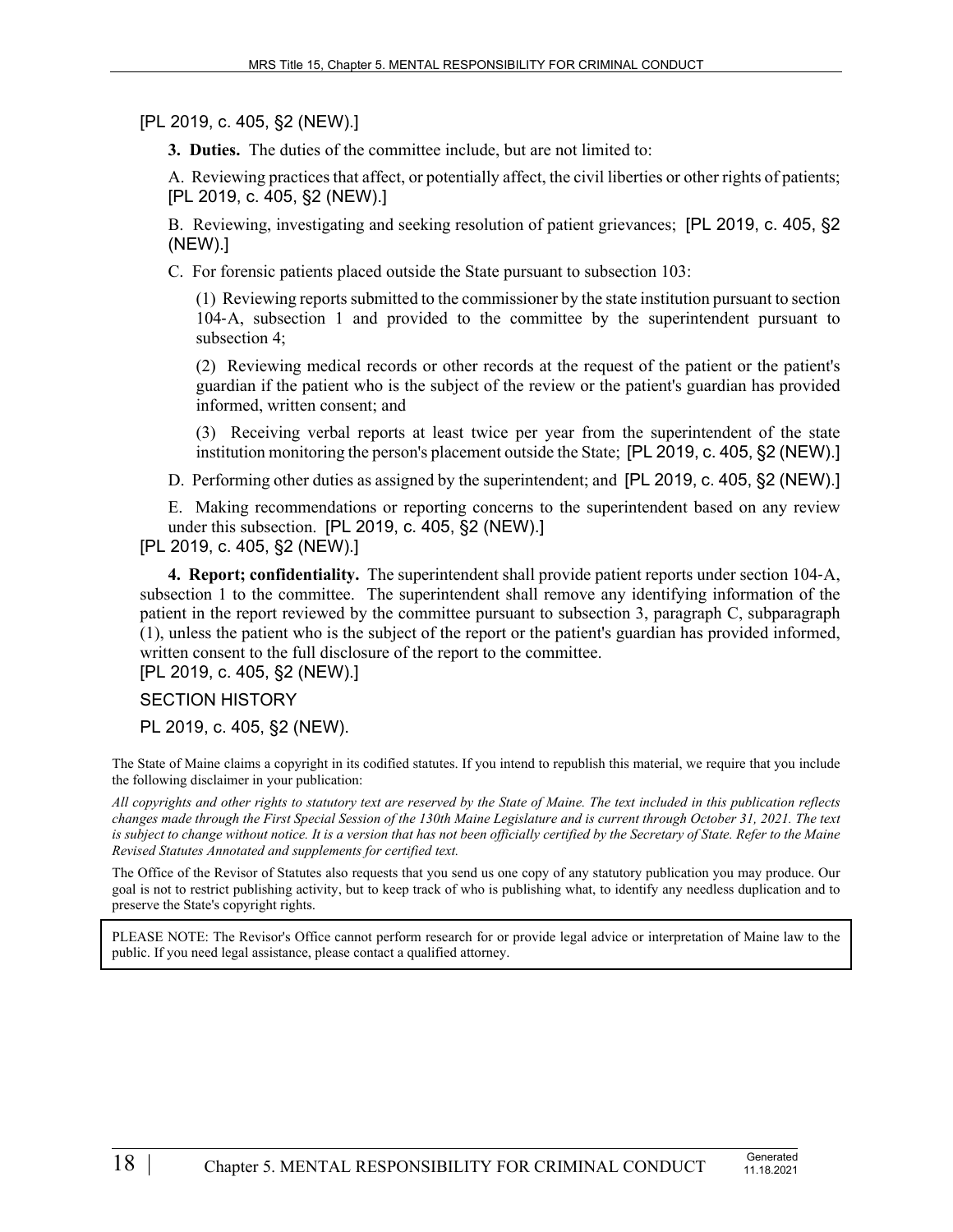[PL 2019, c. 405, §2 (NEW).]

**3. Duties.** The duties of the committee include, but are not limited to:

A. Reviewing practices that affect, or potentially affect, the civil liberties or other rights of patients; [PL 2019, c. 405, §2 (NEW).]

B. Reviewing, investigating and seeking resolution of patient grievances; [PL 2019, c. 405, §2 (NEW).]

C. For forensic patients placed outside the State pursuant to subsection 103:

(1) Reviewing reports submitted to the commissioner by the state institution pursuant to section 104-A, subsection 1 and provided to the committee by the superintendent pursuant to subsection 4;

(2) Reviewing medical records or other records at the request of the patient or the patient's guardian if the patient who is the subject of the review or the patient's guardian has provided informed, written consent; and

(3) Receiving verbal reports at least twice per year from the superintendent of the state institution monitoring the person's placement outside the State; [PL 2019, c. 405, §2 (NEW).]

D. Performing other duties as assigned by the superintendent; and [PL 2019, c. 405, §2 (NEW).]

E. Making recommendations or reporting concerns to the superintendent based on any review under this subsection. [PL 2019, c. 405, §2 (NEW).]

[PL 2019, c. 405, §2 (NEW).]

**4. Report; confidentiality.** The superintendent shall provide patient reports under section 104-A, subsection 1 to the committee. The superintendent shall remove any identifying information of the patient in the report reviewed by the committee pursuant to subsection 3, paragraph C, subparagraph (1), unless the patient who is the subject of the report or the patient's guardian has provided informed, written consent to the full disclosure of the report to the committee.

[PL 2019, c. 405, §2 (NEW).]

SECTION HISTORY

PL 2019, c. 405, §2 (NEW).

The State of Maine claims a copyright in its codified statutes. If you intend to republish this material, we require that you include the following disclaimer in your publication:

*All copyrights and other rights to statutory text are reserved by the State of Maine. The text included in this publication reflects changes made through the First Special Session of the 130th Maine Legislature and is current through October 31, 2021. The text is subject to change without notice. It is a version that has not been officially certified by the Secretary of State. Refer to the Maine Revised Statutes Annotated and supplements for certified text.*

The Office of the Revisor of Statutes also requests that you send us one copy of any statutory publication you may produce. Our goal is not to restrict publishing activity, but to keep track of who is publishing what, to identify any needless duplication and to preserve the State's copyright rights.

PLEASE NOTE: The Revisor's Office cannot perform research for or provide legal advice or interpretation of Maine law to the public. If you need legal assistance, please contact a qualified attorney.